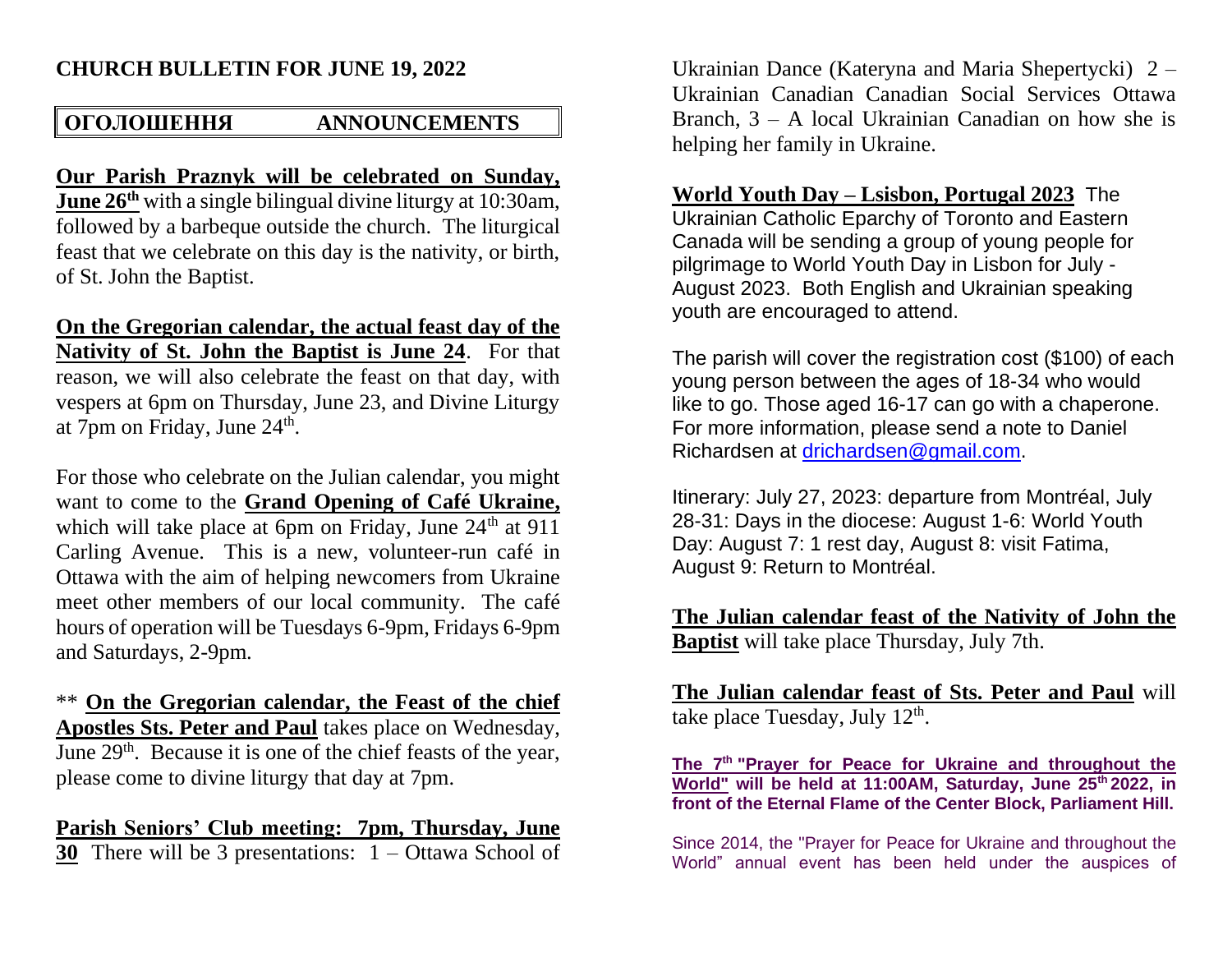# CHURCH BULLETIN FOR JUNE 19, 2022

## ОГОЛОШЕННЯ ANNOUNCEMENTS

**Our Parish Praznyk will be celebrated on Sunday, June 26th** with a single bilingual divine liturgy at 10:30am, followed by a barbeque outside the church. The liturgical feast that we celebrate on this day is the nativity, or birth, of St. John the Baptist.

**On the Gregorian calendar, the actual feast day of the Nativity of St. John the Baptist is June 24**. For that reason, we will also celebrate the feast on that day, with vespers at 6pm on Thursday, June 23, and Divine Liturgy at 7pm on Friday, June 24th.

For those who celebrate on the Julian calendar, you might want to come to the **Grand Opening of Café Ukraine,** which will take place at 6pm on Friday, June 24th at 911 Carling Avenue. This is a new, volunteer-run café in Ottawa with the aim of helping newcomers from Ukraine meet other members of our local community. The café hours of operation will be Tuesdays 6-9pm, Fridays 6-9pm and Saturdays, 2-9pm.

** **On the Gregorian calendar, the Feast of the chief Apostles Sts. Peter and Paul** takes place on Wednesday, June 29th. Because it is one of the chief feasts of the year, please come to divine liturgy that day at 7pm.

**Parish Seniors' Club meeting: 7pm, Thursday, June 30** There will be 3 presentations: 1 – Ottawa School of Ukrainian Dance (Kateryna and Maria Shepertycki) 2 – Ukrainian Canadian Canadian Social Services Ottawa Branch, 3 – A local Ukrainian Canadian on how she is helping her family in Ukraine.

**World Youth Day – Lsisbon, Portugal 2023** The Ukrainian Catholic Eparchy of Toronto and Eastern Canada will be sending a group of young people for pilgrimage to World Youth Day in Lisbon for July - August 2023. Both English and Ukrainian speaking youth are encouraged to attend.

The parish will cover the registration cost ($100) of each young person between the ages of 18-34 who would like to go. Those aged 16-17 can go with a chaperone. For more information, please send a note to Daniel Richardsen at drichardsen@gmail.com.

Itinerary: July 27, 2023: departure from Montréal, July 28-31: Days in the diocese: August 1-6: World Youth Day: August 7: 1 rest day, August 8: visit Fatima, August 9: Return to Montréal.

**The Julian calendar feast of the Nativity of John the Baptist** will take place Thursday, July 7th.

**The Julian calendar feast of Sts. Peter and Paul** will take place Tuesday, July 12th.

**The 7th "Prayer for Peace for Ukraine and throughout the World" will be held at 11:00AM, Saturday, June 25th 2022, in front of the Eternal Flame of the Center Block, Parliament Hill.**

Since 2014, the "Prayer for Peace for Ukraine and throughout the World" annual event has been held under the auspices of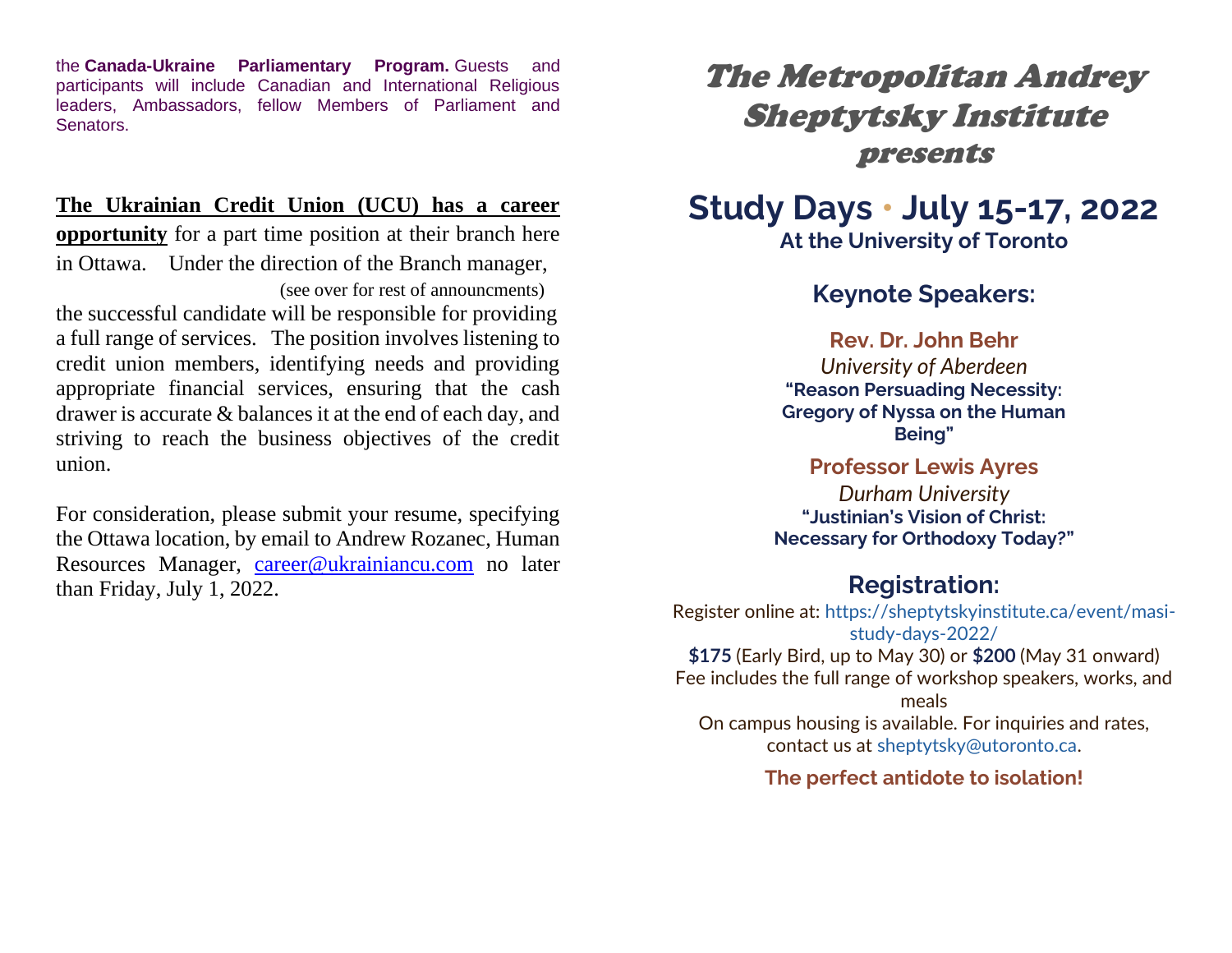the **Canada-Ukraine Parliamentary Program.** Guests and participants will include Canadian and International Religious leaders, Ambassadors, fellow Members of Parliament and Senators.

**The Ukrainian Credit Union (UCU) has a career opportunity** for a part time position at their branch here in Ottawa. Under the direction of the Branch manager,

(see over for rest of announcments)

the successful candidate will be responsible for providing a full range of services. The position involves listening to credit union members, identifying needs and providing appropriate financial services, ensuring that the cash drawer is accurate & balances it at the end of each day, and striving to reach the business objectives of the credit union.

For consideration, please submit your resume, specifying the Ottawa location, by email to Andrew Rozanec, Human Resources Manager, career@ukrainiancu.com no later than Friday, July 1, 2022.

# The Metropolitan Andrey Sheptytsky Institute presents

## Study Days • July 15-17, 2022

**At the University of Toronto**

### Keynote Speakers:

**Rev. Dr. John Behr**
*University of Aberdeen*
**"Reason Persuading Necessity: Gregory of Nyssa on the Human Being"**

**Professor Lewis Ayres**
*Durham University*
**"Justinian's Vision of Christ: Necessary for Orthodoxy Today?"**

### Registration:

Register online at: https://sheptytskyinstitute.ca/event/masi-study-days-2022/

**$175** (Early Bird, up to May 30) or **$200** (May 31 onward)

Fee includes the full range of workshop speakers, works, and meals

On campus housing is available. For inquiries and rates, contact us at sheptytsky@utoronto.ca.

**The perfect antidote to isolation!**